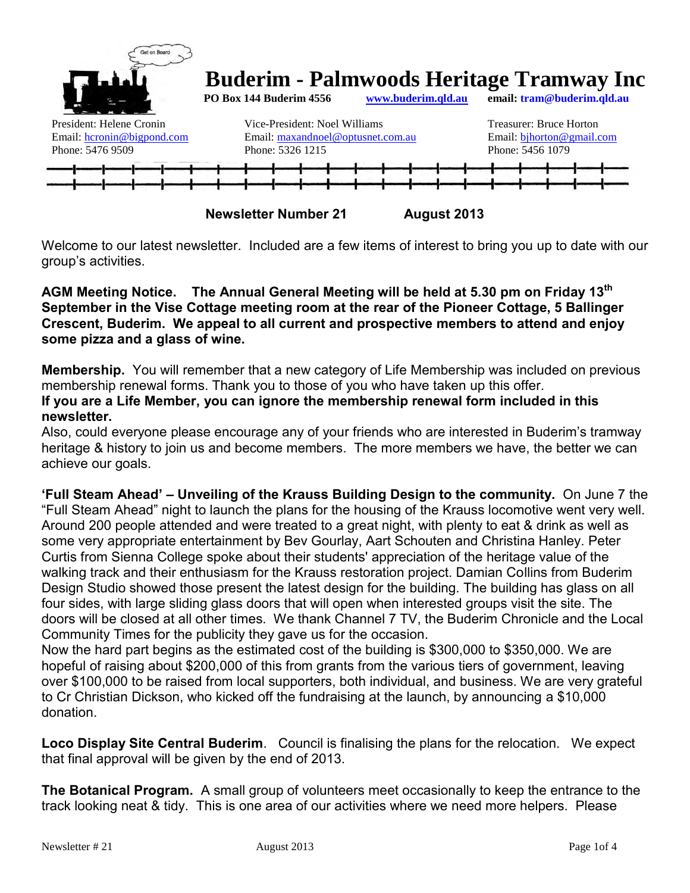# Buderim - Palmwoods Heritage Tramway Inc

**PO Box 144 Buderim 4556** **www.buderim.qld.au** **email: tram@buderim.qld.au**

President: Helene Cronin
Email: hcronin@bigpond.com
Phone: 5476 9509

Vice-President: Noel Williams
Email: maxandnoel@optusnet.com.au
Phone: 5326 1215

Treasurer: Bruce Horton
Email: bjhorton@gmail.com
Phone: 5456 1079

**Newsletter Number 21** **August 2013**

Welcome to our latest newsletter. Included are a few items of interest to bring you up to date with our group's activities.

**AGM Meeting Notice. The Annual General Meeting will be held at 5.30 pm on Friday 13th September in the Vise Cottage meeting room at the rear of the Pioneer Cottage, 5 Ballinger Crescent, Buderim. We appeal to all current and prospective members to attend and enjoy some pizza and a glass of wine.**

**Membership.** You will remember that a new category of Life Membership was included on previous membership renewal forms. Thank you to those of you who have taken up this offer.
**If you are a Life Member, you can ignore the membership renewal form included in this newsletter.**
Also, could everyone please encourage any of your friends who are interested in Buderim's tramway heritage & history to join us and become members. The more members we have, the better we can achieve our goals.

**'Full Steam Ahead' – Unveiling of the Krauss Building Design to the community.** On June 7 the "Full Steam Ahead" night to launch the plans for the housing of the Krauss locomotive went very well. Around 200 people attended and were treated to a great night, with plenty to eat & drink as well as some very appropriate entertainment by Bev Gourlay, Aart Schouten and Christina Hanley. Peter Curtis from Sienna College spoke about their students' appreciation of the heritage value of the walking track and their enthusiasm for the Krauss restoration project. Damian Collins from Buderim Design Studio showed those present the latest design for the building. The building has glass on all four sides, with large sliding glass doors that will open when interested groups visit the site. The doors will be closed at all other times. We thank Channel 7 TV, the Buderim Chronicle and the Local Community Times for the publicity they gave us for the occasion.
Now the hard part begins as the estimated cost of the building is $300,000 to $350,000. We are hopeful of raising about $200,000 of this from grants from the various tiers of government, leaving over $100,000 to be raised from local supporters, both individual, and business. We are very grateful to Cr Christian Dickson, who kicked off the fundraising at the launch, by announcing a $10,000 donation.

**Loco Display Site Central Buderim**. Council is finalising the plans for the relocation. We expect that final approval will be given by the end of 2013.

**The Botanical Program.** A small group of volunteers meet occasionally to keep the entrance to the track looking neat & tidy. This is one area of our activities where we need more helpers. Please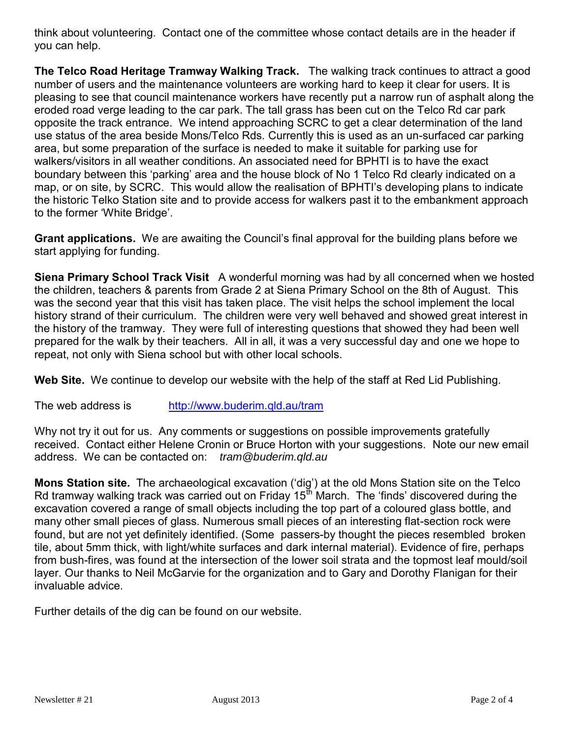think about volunteering. Contact one of the committee whose contact details are in the header if you can help.

**The Telco Road Heritage Tramway Walking Track.** The walking track continues to attract a good number of users and the maintenance volunteers are working hard to keep it clear for users. It is pleasing to see that council maintenance workers have recently put a narrow run of asphalt along the eroded road verge leading to the car park. The tall grass has been cut on the Telco Rd car park opposite the track entrance. We intend approaching SCRC to get a clear determination of the land use status of the area beside Mons/Telco Rds. Currently this is used as an un-surfaced car parking area, but some preparation of the surface is needed to make it suitable for parking use for walkers/visitors in all weather conditions. An associated need for BPHTI is to have the exact boundary between this 'parking' area and the house block of No 1 Telco Rd clearly indicated on a map, or on site, by SCRC. This would allow the realisation of BPHTI's developing plans to indicate the historic Telko Station site and to provide access for walkers past it to the embankment approach to the former 'White Bridge'.

**Grant applications.** We are awaiting the Council's final approval for the building plans before we start applying for funding.

**Siena Primary School Track Visit** A wonderful morning was had by all concerned when we hosted the children, teachers & parents from Grade 2 at Siena Primary School on the 8th of August. This was the second year that this visit has taken place. The visit helps the school implement the local history strand of their curriculum. The children were very well behaved and showed great interest in the history of the tramway. They were full of interesting questions that showed they had been well prepared for the walk by their teachers. All in all, it was a very successful day and one we hope to repeat, not only with Siena school but with other local schools.

**Web Site.** We continue to develop our website with the help of the staff at Red Lid Publishing.

The web address is http://www.buderim.qld.au/tram

Why not try it out for us. Any comments or suggestions on possible improvements gratefully received. Contact either Helene Cronin or Bruce Horton with your suggestions. Note our new email address. We can be contacted on: *tram@buderim.qld.au*

**Mons Station site.** The archaeological excavation ('dig') at the old Mons Station site on the Telco Rd tramway walking track was carried out on Friday 15th March. The 'finds' discovered during the excavation covered a range of small objects including the top part of a coloured glass bottle, and many other small pieces of glass. Numerous small pieces of an interesting flat-section rock were found, but are not yet definitely identified. (Some passers-by thought the pieces resembled broken tile, about 5mm thick, with light/white surfaces and dark internal material). Evidence of fire, perhaps from bush-fires, was found at the intersection of the lower soil strata and the topmost leaf mould/soil layer. Our thanks to Neil McGarvie for the organization and to Gary and Dorothy Flanigan for their invaluable advice.

Further details of the dig can be found on our website.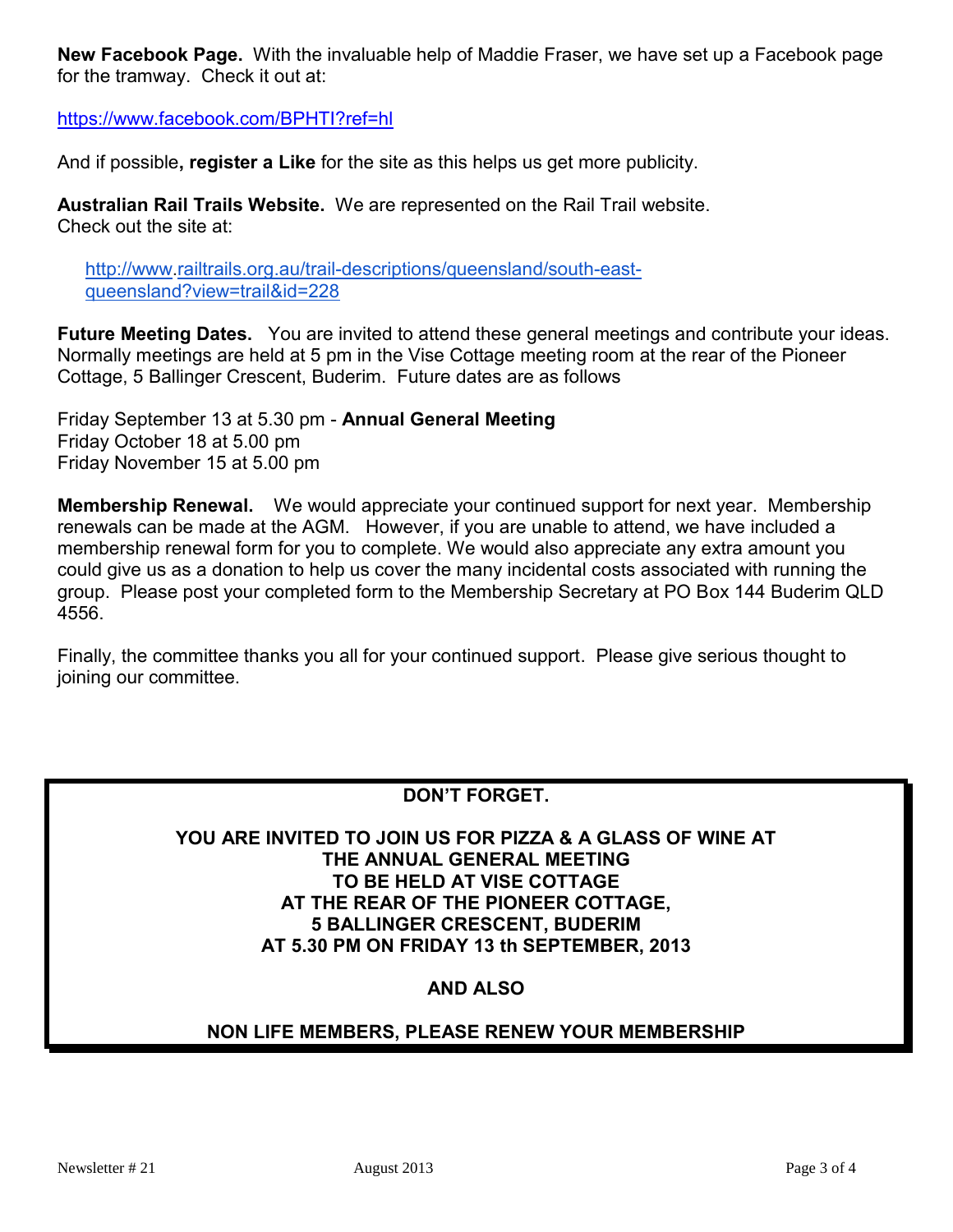**New Facebook Page.** With the invaluable help of Maddie Fraser, we have set up a Facebook page for the tramway. Check it out at:

https://www.facebook.com/BPHTI?ref=hl

And if possible**, register a Like** for the site as this helps us get more publicity.

**Australian Rail Trails Website.** We are represented on the Rail Trail website. Check out the site at:

http://www.railtrails.org.au/trail-descriptions/queensland/south-east-queensland?view=trail&id=228

**Future Meeting Dates.** You are invited to attend these general meetings and contribute your ideas. Normally meetings are held at 5 pm in the Vise Cottage meeting room at the rear of the Pioneer Cottage, 5 Ballinger Crescent, Buderim. Future dates are as follows

Friday September 13 at 5.30 pm - **Annual General Meeting**
Friday October 18 at 5.00 pm
Friday November 15 at 5.00 pm

**Membership Renewal.** We would appreciate your continued support for next year. Membership renewals can be made at the AGM. However, if you are unable to attend, we have included a membership renewal form for you to complete. We would also appreciate any extra amount you could give us as a donation to help us cover the many incidental costs associated with running the group. Please post your completed form to the Membership Secretary at PO Box 144 Buderim QLD 4556.

Finally, the committee thanks you all for your continued support. Please give serious thought to joining our committee.

**DON'T FORGET.**

**YOU ARE INVITED TO JOIN US FOR PIZZA & A GLASS OF WINE AT THE ANNUAL GENERAL MEETING TO BE HELD AT VISE COTTAGE AT THE REAR OF THE PIONEER COTTAGE, 5 BALLINGER CRESCENT, BUDERIM AT 5.30 PM ON FRIDAY 13 th SEPTEMBER, 2013**

**AND ALSO**

**NON LIFE MEMBERS, PLEASE RENEW YOUR MEMBERSHIP**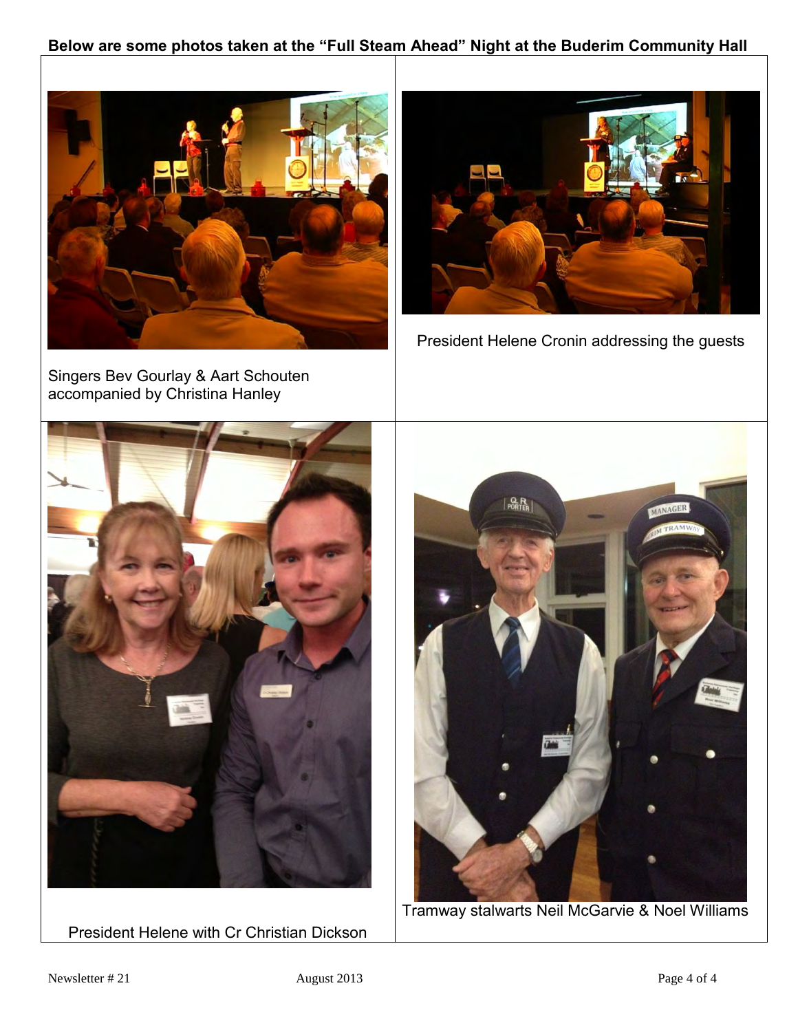**Below are some photos taken at the "Full Steam Ahead" Night at the Buderim Community Hall**

Singers Bev Gourlay & Aart Schouten accompanied by Christina Hanley

President Helene Cronin addressing the guests

President Helene with Cr Christian Dickson

Tramway stalwarts Neil McGarvie & Noel Williams